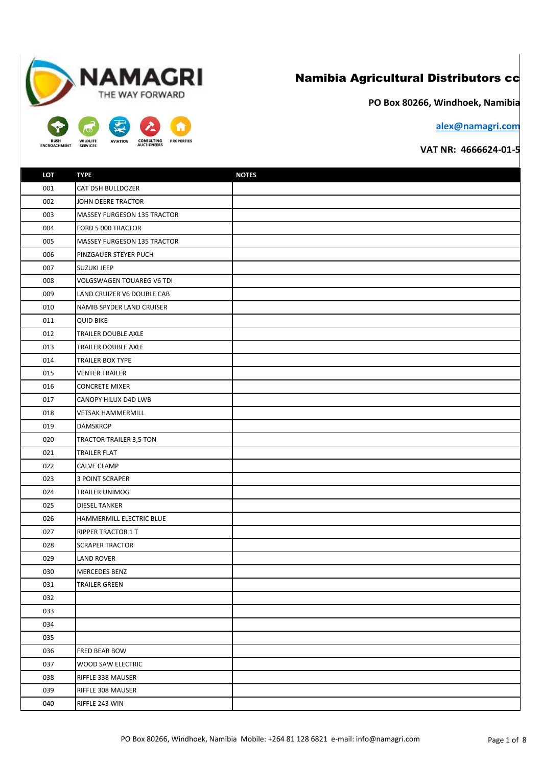**NAMAGRI**
THE WAY FORWARD

BUSH ENCROACHMENT · WILDLIFE SERVICES · AVIATION · CONSULTING AUCTIONEERS · PROPERTIES

# Namibia Agricultural Distributors cc

**PO Box 80266, Windhoek, Namibia**

**alex@namagri.com**

**VAT NR: 4666624-01-5**

| LOT | TYPE | NOTES |
|---|---|---|
| 001 | CAT D5H BULLDOZER | |
| 002 | JOHN DEERE TRACTOR | |
| 003 | MASSEY FURGESON 135 TRACTOR | |
| 004 | FORD 5 000 TRACTOR | |
| 005 | MASSEY FURGESON 135 TRACTOR | |
| 006 | PINZGAUER STEYER PUCH | |
| 007 | SUZUKI JEEP | |
| 008 | VOLGSWAGEN TOUAREG V6 TDI | |
| 009 | LAND CRUIZER V6 DOUBLE CAB | |
| 010 | NAMIB SPYDER LAND CRUISER | |
| 011 | QUID BIKE | |
| 012 | TRAILER DOUBLE AXLE | |
| 013 | TRAILER DOUBLE AXLE | |
| 014 | TRAILER BOX TYPE | |
| 015 | VENTER TRAILER | |
| 016 | CONCRETE MIXER | |
| 017 | CANOPY HILUX D4D LWB | |
| 018 | VETSAK HAMMERMILL | |
| 019 | DAMSKROP | |
| 020 | TRACTOR TRAILER 3,5 TON | |
| 021 | TRAILER FLAT | |
| 022 | CALVE CLAMP | |
| 023 | 3 POINT SCRAPER | |
| 024 | TRAILER UNIMOG | |
| 025 | DIESEL TANKER | |
| 026 | HAMMERMILL ELECTRIC BLUE | |
| 027 | RIPPER TRACTOR 1 T | |
| 028 | SCRAPER TRACTOR | |
| 029 | LAND ROVER | |
| 030 | MERCEDES BENZ | |
| 031 | TRAILER GREEN | |
| 032 | | |
| 033 | | |
| 034 | | |
| 035 | | |
| 036 | FRED BEAR BOW | |
| 037 | WOOD SAW ELECTRIC | |
| 038 | RIFFLE 338 MAUSER | |
| 039 | RIFFLE 308 MAUSER | |
| 040 | RIFFLE 243 WIN | |

PO Box 80266, Windhoek, Namibia Mobile: +264 81 128 6821 e-mail: info@namagri.com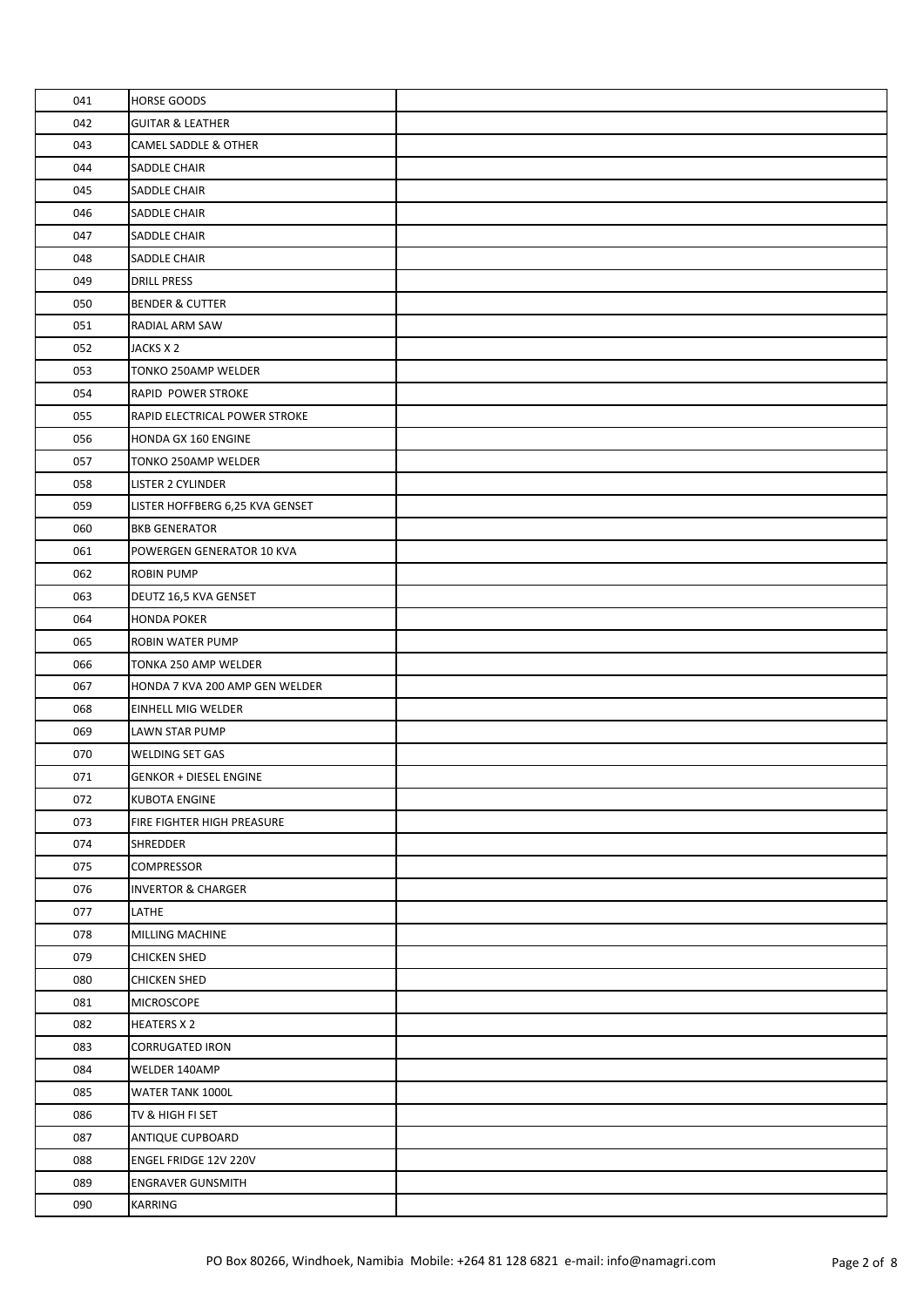| | | |
|---|---|---|
| 041 | HORSE GOODS | |
| 042 | GUITAR & LEATHER | |
| 043 | CAMEL SADDLE & OTHER | |
| 044 | SADDLE CHAIR | |
| 045 | SADDLE CHAIR | |
| 046 | SADDLE CHAIR | |
| 047 | SADDLE CHAIR | |
| 048 | SADDLE CHAIR | |
| 049 | DRILL PRESS | |
| 050 | BENDER & CUTTER | |
| 051 | RADIAL ARM SAW | |
| 052 | JACKS X 2 | |
| 053 | TONKO 250AMP WELDER | |
| 054 | RAPID POWER STROKE | |
| 055 | RAPID ELECTRICAL POWER STROKE | |
| 056 | HONDA GX 160 ENGINE | |
| 057 | TONKO 250AMP WELDER | |
| 058 | LISTER 2 CYLINDER | |
| 059 | LISTER HOFFBERG 6,25 KVA GENSET | |
| 060 | BKB GENERATOR | |
| 061 | POWERGEN GENERATOR 10 KVA | |
| 062 | ROBIN PUMP | |
| 063 | DEUTZ 16,5 KVA GENSET | |
| 064 | HONDA POKER | |
| 065 | ROBIN WATER PUMP | |
| 066 | TONKA 250 AMP WELDER | |
| 067 | HONDA 7 KVA 200 AMP GEN WELDER | |
| 068 | EINHELL MIG WELDER | |
| 069 | LAWN STAR PUMP | |
| 070 | WELDING SET GAS | |
| 071 | GENKOR + DIESEL ENGINE | |
| 072 | KUBOTA ENGINE | |
| 073 | FIRE FIGHTER HIGH PREASURE | |
| 074 | SHREDDER | |
| 075 | COMPRESSOR | |
| 076 | INVERTOR & CHARGER | |
| 077 | LATHE | |
| 078 | MILLING MACHINE | |
| 079 | CHICKEN SHED | |
| 080 | CHICKEN SHED | |
| 081 | MICROSCOPE | |
| 082 | HEATERS X 2 | |
| 083 | CORRUGATED IRON | |
| 084 | WELDER 140AMP | |
| 085 | WATER TANK 1000L | |
| 086 | TV & HIGH FI SET | |
| 087 | ANTIQUE CUPBOARD | |
| 088 | ENGEL FRIDGE 12V 220V | |
| 089 | ENGRAVER GUNSMITH | |
| 090 | KARRING | |

PO Box 80266, Windhoek, Namibia Mobile: +264 81 128 6821 e-mail: info@namagri.com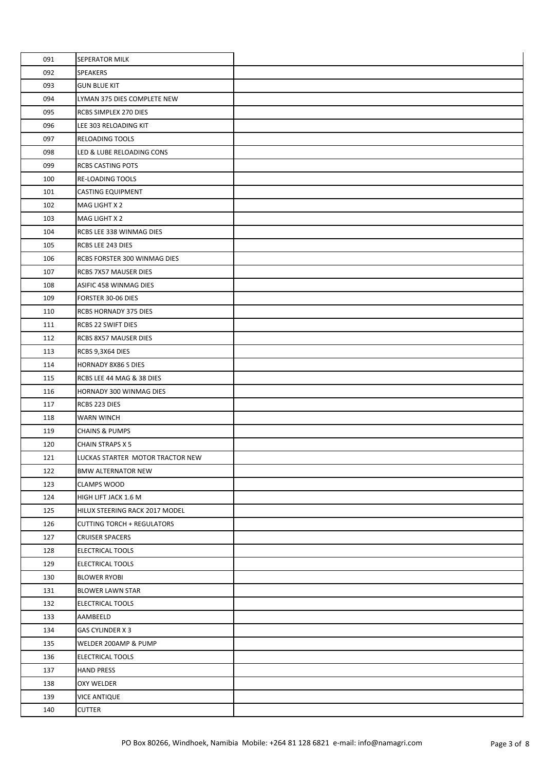| | | |
|---|---|---|
| 091 | SEPERATOR MILK | |
| 092 | SPEAKERS | |
| 093 | GUN BLUE KIT | |
| 094 | LYMAN 375 DIES COMPLETE NEW | |
| 095 | RCBS SIMPLEX 270 DIES | |
| 096 | LEE 303 RELOADING KIT | |
| 097 | RELOADING TOOLS | |
| 098 | LED & LUBE RELOADING CONS | |
| 099 | RCBS CASTING POTS | |
| 100 | RE-LOADING TOOLS | |
| 101 | CASTING EQUIPMENT | |
| 102 | MAG LIGHT X 2 | |
| 103 | MAG LIGHT X 2 | |
| 104 | RCBS LEE 338 WINMAG DIES | |
| 105 | RCBS LEE 243 DIES | |
| 106 | RCBS FORSTER 300 WINMAG DIES | |
| 107 | RCBS 7X57 MAUSER DIES | |
| 108 | ASIFIC 458 WINMAG DIES | |
| 109 | FORSTER 30-06 DIES | |
| 110 | RCBS HORNADY 375 DIES | |
| 111 | RCBS 22 SWIFT DIES | |
| 112 | RCBS 8X57 MAUSER DIES | |
| 113 | RCBS 9,3X64 DIES | |
| 114 | HORNADY 8X86 S DIES | |
| 115 | RCBS LEE 44 MAG & 38 DIES | |
| 116 | HORNADY 300 WINMAG DIES | |
| 117 | RCBS 223 DIES | |
| 118 | WARN WINCH | |
| 119 | CHAINS & PUMPS | |
| 120 | CHAIN STRAPS X 5 | |
| 121 | LUCKAS STARTER MOTOR TRACTOR NEW | |
| 122 | BMW ALTERNATOR NEW | |
| 123 | CLAMPS WOOD | |
| 124 | HIGH LIFT JACK 1.6 M | |
| 125 | HILUX STEERING RACK 2017 MODEL | |
| 126 | CUTTING TORCH + REGULATORS | |
| 127 | CRUISER SPACERS | |
| 128 | ELECTRICAL TOOLS | |
| 129 | ELECTRICAL TOOLS | |
| 130 | BLOWER RYOBI | |
| 131 | BLOWER LAWN STAR | |
| 132 | ELECTRICAL TOOLS | |
| 133 | AAMBEELD | |
| 134 | GAS CYLINDER X 3 | |
| 135 | WELDER 200AMP & PUMP | |
| 136 | ELECTRICAL TOOLS | |
| 137 | HAND PRESS | |
| 138 | OXY WELDER | |
| 139 | VICE ANTIQUE | |
| 140 | CUTTER | |

PO Box 80266, Windhoek, Namibia Mobile: +264 81 128 6821 e-mail: info@namagri.com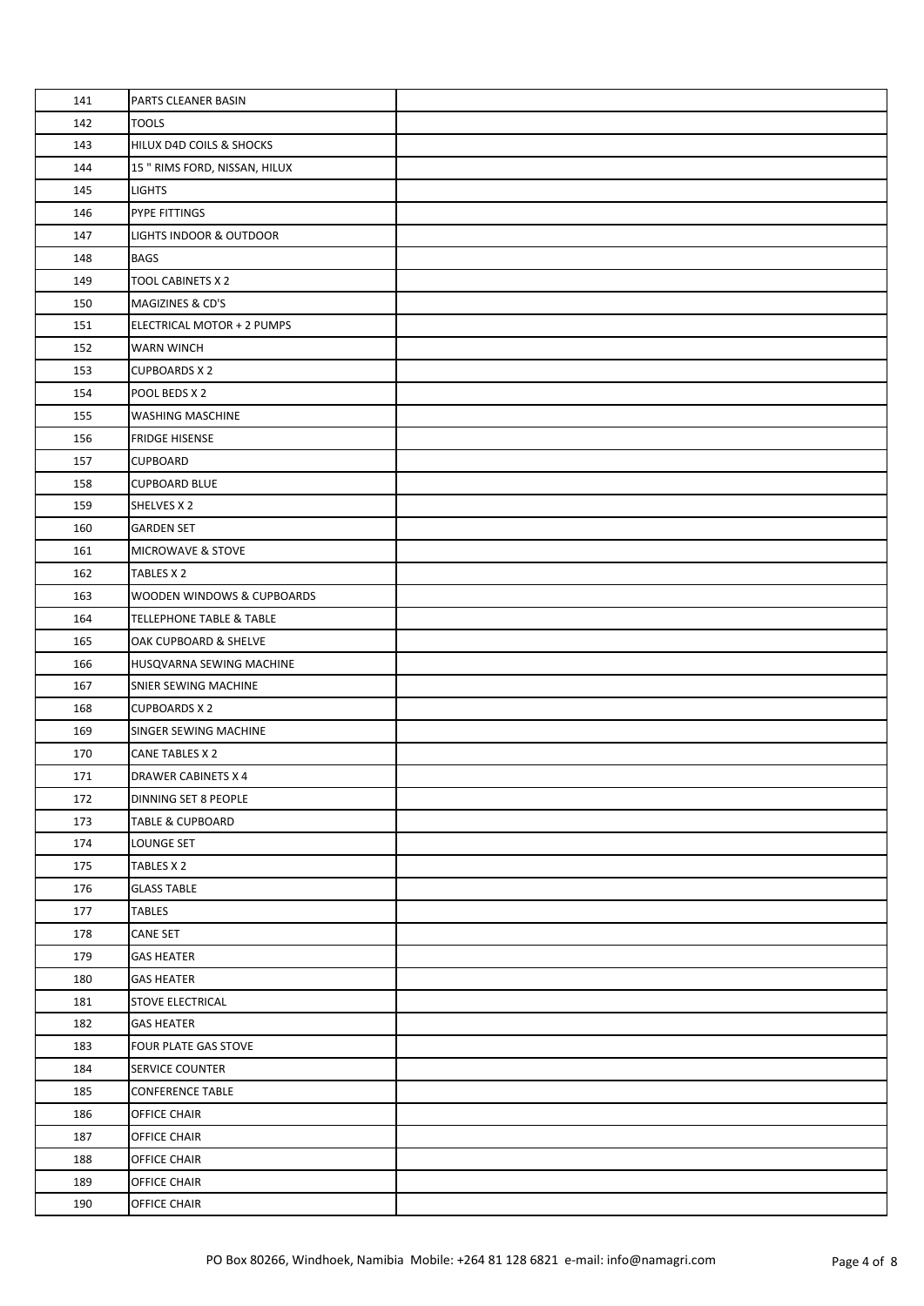| | | |
|---|---|---|
| 141 | PARTS CLEANER BASIN | |
| 142 | TOOLS | |
| 143 | HILUX D4D COILS & SHOCKS | |
| 144 | 15 " RIMS FORD, NISSAN, HILUX | |
| 145 | LIGHTS | |
| 146 | PYPE FITTINGS | |
| 147 | LIGHTS INDOOR & OUTDOOR | |
| 148 | BAGS | |
| 149 | TOOL CABINETS X 2 | |
| 150 | MAGIZINES & CD'S | |
| 151 | ELECTRICAL MOTOR + 2 PUMPS | |
| 152 | WARN WINCH | |
| 153 | CUPBOARDS X 2 | |
| 154 | POOL BEDS X 2 | |
| 155 | WASHING MASCHINE | |
| 156 | FRIDGE HISENSE | |
| 157 | CUPBOARD | |
| 158 | CUPBOARD BLUE | |
| 159 | SHELVES X 2 | |
| 160 | GARDEN SET | |
| 161 | MICROWAVE & STOVE | |
| 162 | TABLES X 2 | |
| 163 | WOODEN WINDOWS & CUPBOARDS | |
| 164 | TELLEPHONE TABLE & TABLE | |
| 165 | OAK CUPBOARD & SHELVE | |
| 166 | HUSQVARNA SEWING MACHINE | |
| 167 | SNIER SEWING MACHINE | |
| 168 | CUPBOARDS X 2 | |
| 169 | SINGER SEWING MACHINE | |
| 170 | CANE TABLES X 2 | |
| 171 | DRAWER CABINETS X 4 | |
| 172 | DINNING SET 8 PEOPLE | |
| 173 | TABLE & CUPBOARD | |
| 174 | LOUNGE SET | |
| 175 | TABLES X 2 | |
| 176 | GLASS TABLE | |
| 177 | TABLES | |
| 178 | CANE SET | |
| 179 | GAS HEATER | |
| 180 | GAS HEATER | |
| 181 | STOVE ELECTRICAL | |
| 182 | GAS HEATER | |
| 183 | FOUR PLATE GAS STOVE | |
| 184 | SERVICE COUNTER | |
| 185 | CONFERENCE TABLE | |
| 186 | OFFICE CHAIR | |
| 187 | OFFICE CHAIR | |
| 188 | OFFICE CHAIR | |
| 189 | OFFICE CHAIR | |
| 190 | OFFICE CHAIR | |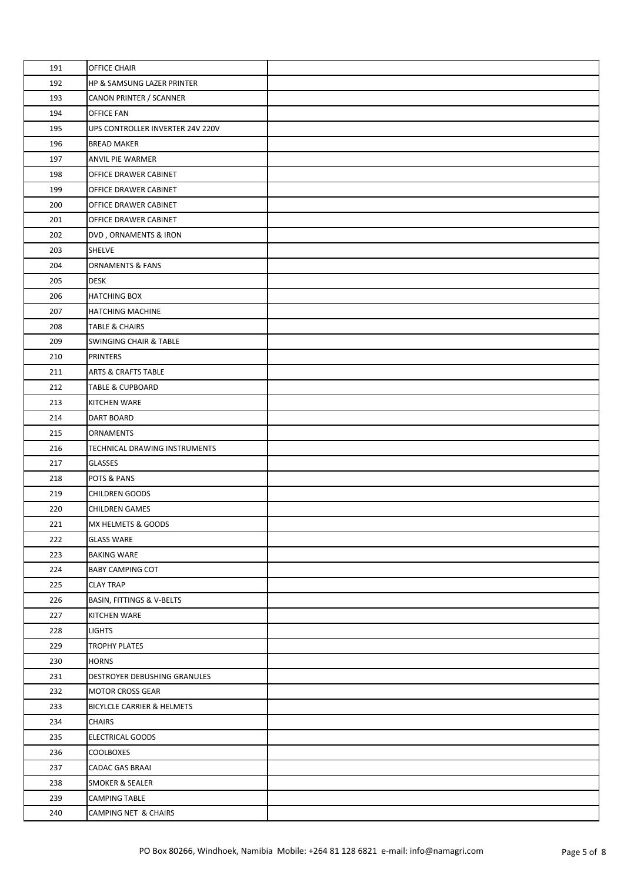| | | |
|---|---|---|
| 191 | OFFICE CHAIR | |
| 192 | HP & SAMSUNG LAZER PRINTER | |
| 193 | CANON PRINTER / SCANNER | |
| 194 | OFFICE FAN | |
| 195 | UPS CONTROLLER INVERTER 24V 220V | |
| 196 | BREAD MAKER | |
| 197 | ANVIL PIE WARMER | |
| 198 | OFFICE DRAWER CABINET | |
| 199 | OFFICE DRAWER CABINET | |
| 200 | OFFICE DRAWER CABINET | |
| 201 | OFFICE DRAWER CABINET | |
| 202 | DVD , ORNAMENTS & IRON | |
| 203 | SHELVE | |
| 204 | ORNAMENTS & FANS | |
| 205 | DESK | |
| 206 | HATCHING BOX | |
| 207 | HATCHING MACHINE | |
| 208 | TABLE & CHAIRS | |
| 209 | SWINGING CHAIR & TABLE | |
| 210 | PRINTERS | |
| 211 | ARTS & CRAFTS TABLE | |
| 212 | TABLE & CUPBOARD | |
| 213 | KITCHEN WARE | |
| 214 | DART BOARD | |
| 215 | ORNAMENTS | |
| 216 | TECHNICAL DRAWING INSTRUMENTS | |
| 217 | GLASSES | |
| 218 | POTS & PANS | |
| 219 | CHILDREN GOODS | |
| 220 | CHILDREN GAMES | |
| 221 | MX HELMETS & GOODS | |
| 222 | GLASS WARE | |
| 223 | BAKING WARE | |
| 224 | BABY CAMPING COT | |
| 225 | CLAY TRAP | |
| 226 | BASIN, FITTINGS & V-BELTS | |
| 227 | KITCHEN WARE | |
| 228 | LIGHTS | |
| 229 | TROPHY PLATES | |
| 230 | HORNS | |
| 231 | DESTROYER DEBUSHING GRANULES | |
| 232 | MOTOR CROSS GEAR | |
| 233 | BICYLCLE CARRIER & HELMETS | |
| 234 | CHAIRS | |
| 235 | ELECTRICAL GOODS | |
| 236 | COOLBOXES | |
| 237 | CADAC GAS BRAAI | |
| 238 | SMOKER & SEALER | |
| 239 | CAMPING TABLE | |
| 240 | CAMPING NET & CHAIRS | |

PO Box 80266, Windhoek, Namibia Mobile: +264 81 128 6821 e-mail: info@namagri.com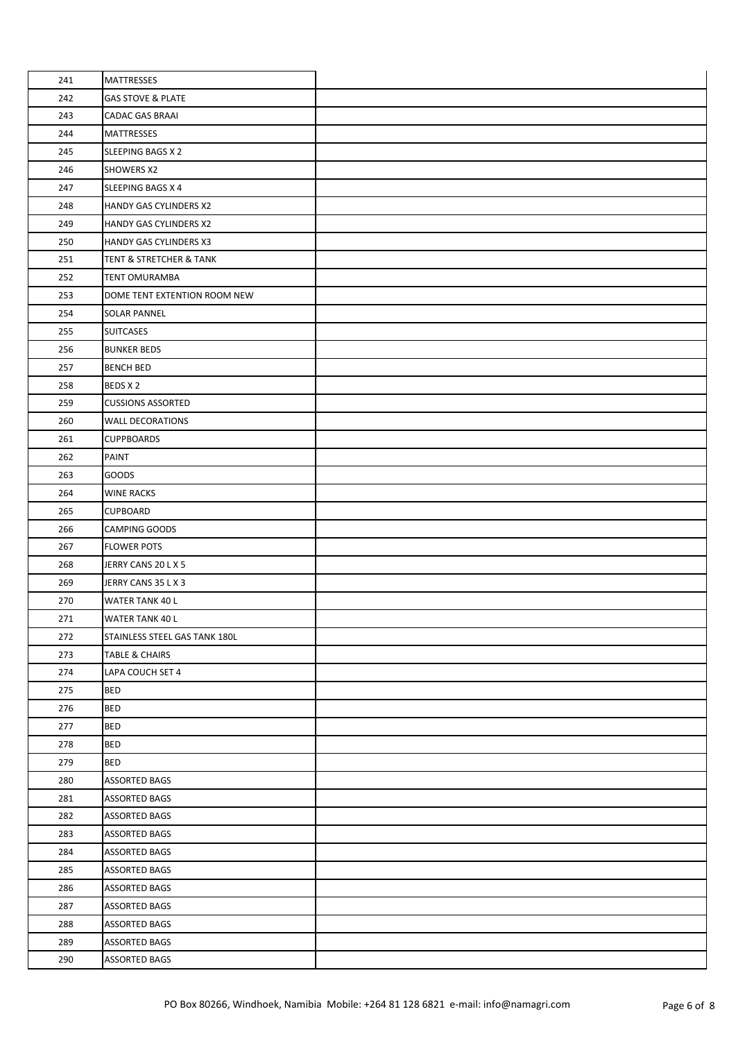| | | |
|---|---|---|
| 241 | MATTRESSES | |
| 242 | GAS STOVE & PLATE | |
| 243 | CADAC GAS BRAAI | |
| 244 | MATTRESSES | |
| 245 | SLEEPING BAGS X 2 | |
| 246 | SHOWERS X2 | |
| 247 | SLEEPING BAGS X 4 | |
| 248 | HANDY GAS CYLINDERS X2 | |
| 249 | HANDY GAS CYLINDERS X2 | |
| 250 | HANDY GAS CYLINDERS X3 | |
| 251 | TENT & STRETCHER & TANK | |
| 252 | TENT OMURAMBA | |
| 253 | DOME TENT EXTENTION ROOM NEW | |
| 254 | SOLAR PANNEL | |
| 255 | SUITCASES | |
| 256 | BUNKER BEDS | |
| 257 | BENCH BED | |
| 258 | BEDS X 2 | |
| 259 | CUSSIONS ASSORTED | |
| 260 | WALL DECORATIONS | |
| 261 | CUPPBOARDS | |
| 262 | PAINT | |
| 263 | GOODS | |
| 264 | WINE RACKS | |
| 265 | CUPBOARD | |
| 266 | CAMPING GOODS | |
| 267 | FLOWER POTS | |
| 268 | JERRY CANS 20 L X 5 | |
| 269 | JERRY CANS 35 L X 3 | |
| 270 | WATER TANK 40 L | |
| 271 | WATER TANK 40 L | |
| 272 | STAINLESS STEEL GAS TANK 180L | |
| 273 | TABLE & CHAIRS | |
| 274 | LAPA COUCH SET 4 | |
| 275 | BED | |
| 276 | BED | |
| 277 | BED | |
| 278 | BED | |
| 279 | BED | |
| 280 | ASSORTED BAGS | |
| 281 | ASSORTED BAGS | |
| 282 | ASSORTED BAGS | |
| 283 | ASSORTED BAGS | |
| 284 | ASSORTED BAGS | |
| 285 | ASSORTED BAGS | |
| 286 | ASSORTED BAGS | |
| 287 | ASSORTED BAGS | |
| 288 | ASSORTED BAGS | |
| 289 | ASSORTED BAGS | |
| 290 | ASSORTED BAGS | |

PO Box 80266, Windhoek, Namibia Mobile: +264 81 128 6821 e-mail: info@namagri.com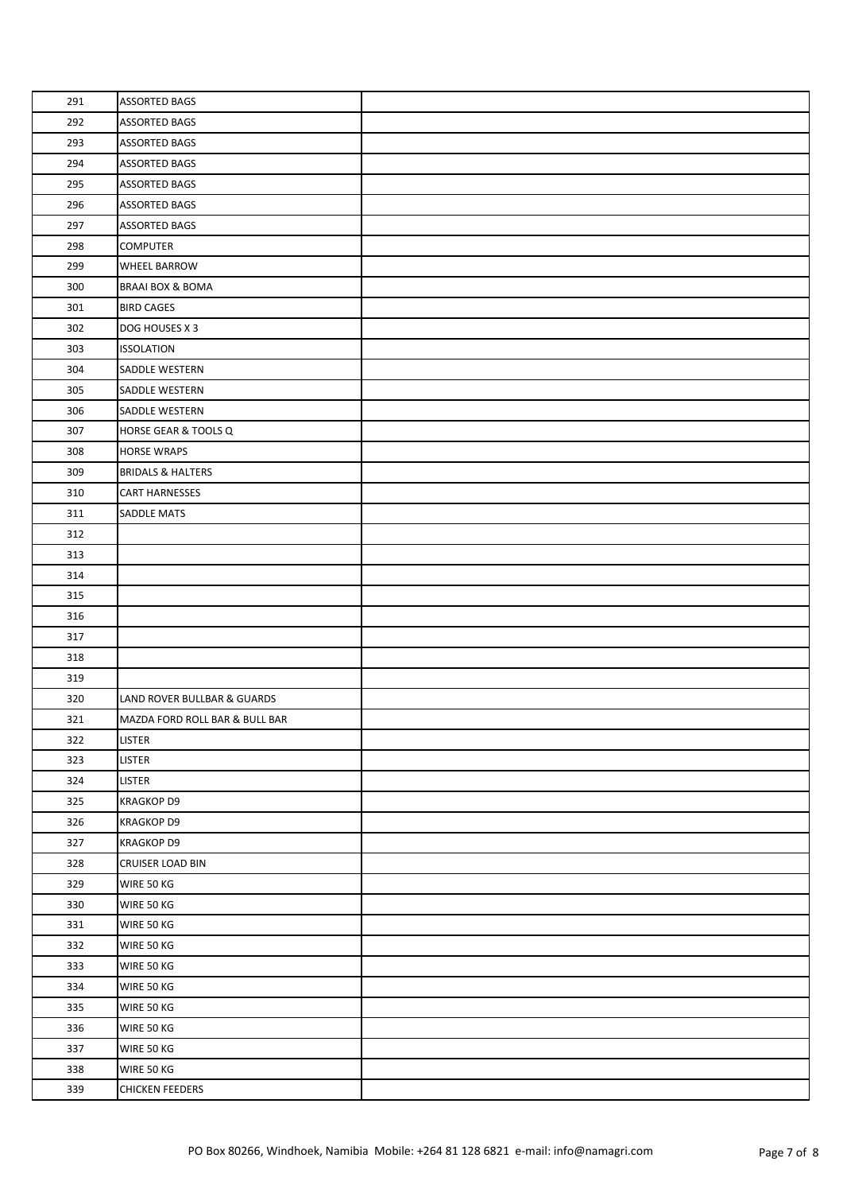| | | |
|---|---|---|
| 291 | ASSORTED BAGS | |
| 292 | ASSORTED BAGS | |
| 293 | ASSORTED BAGS | |
| 294 | ASSORTED BAGS | |
| 295 | ASSORTED BAGS | |
| 296 | ASSORTED BAGS | |
| 297 | ASSORTED BAGS | |
| 298 | COMPUTER | |
| 299 | WHEEL BARROW | |
| 300 | BRAAI BOX & BOMA | |
| 301 | BIRD CAGES | |
| 302 | DOG HOUSES X 3 | |
| 303 | ISSOLATION | |
| 304 | SADDLE WESTERN | |
| 305 | SADDLE WESTERN | |
| 306 | SADDLE WESTERN | |
| 307 | HORSE GEAR & TOOLS Q | |
| 308 | HORSE WRAPS | |
| 309 | BRIDALS & HALTERS | |
| 310 | CART HARNESSES | |
| 311 | SADDLE MATS | |
| 312 | | |
| 313 | | |
| 314 | | |
| 315 | | |
| 316 | | |
| 317 | | |
| 318 | | |
| 319 | | |
| 320 | LAND ROVER BULLBAR & GUARDS | |
| 321 | MAZDA FORD ROLL BAR & BULL BAR | |
| 322 | LISTER | |
| 323 | LISTER | |
| 324 | LISTER | |
| 325 | KRAGKOP D9 | |
| 326 | KRAGKOP D9 | |
| 327 | KRAGKOP D9 | |
| 328 | CRUISER LOAD BIN | |
| 329 | WIRE 50 KG | |
| 330 | WIRE 50 KG | |
| 331 | WIRE 50 KG | |
| 332 | WIRE 50 KG | |
| 333 | WIRE 50 KG | |
| 334 | WIRE 50 KG | |
| 335 | WIRE 50 KG | |
| 336 | WIRE 50 KG | |
| 337 | WIRE 50 KG | |
| 338 | WIRE 50 KG | |
| 339 | CHICKEN FEEDERS | |

PO Box 80266, Windhoek, Namibia Mobile: +264 81 128 6821 e-mail: info@namagri.com